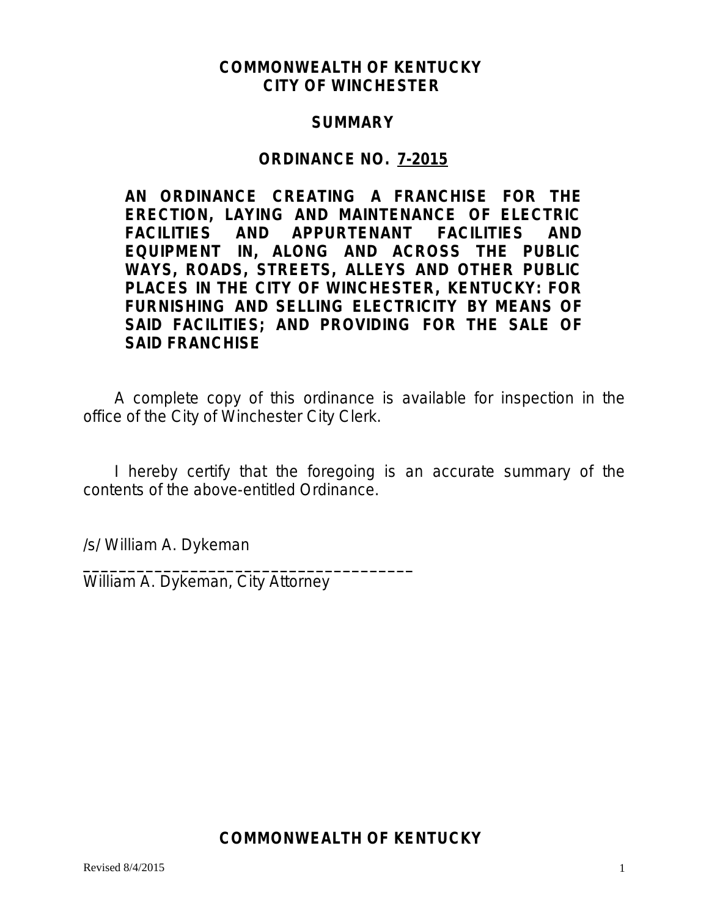**COMMONWEALTH OF KENTUCKY**
**CITY OF WINCHESTER**

**SUMMARY**

**ORDINANCE NO. 7-2015**

**AN ORDINANCE CREATING A FRANCHISE FOR THE ERECTION, LAYING AND MAINTENANCE OF ELECTRIC FACILITIES AND APPURTENANT FACILITIES AND EQUIPMENT IN, ALONG AND ACROSS THE PUBLIC WAYS, ROADS, STREETS, ALLEYS AND OTHER PUBLIC PLACES IN THE CITY OF WINCHESTER, KENTUCKY: FOR FURNISHING AND SELLING ELECTRICITY BY MEANS OF SAID FACILITIES; AND PROVIDING FOR THE SALE OF SAID FRANCHISE**

A complete copy of this ordinance is available for inspection in the office of the City of Winchester City Clerk.

I hereby certify that the foregoing is an accurate summary of the contents of the above-entitled Ordinance.

/s/ William A. Dykeman
_______________________________________
William A. Dykeman, City Attorney

**COMMONWEALTH OF KENTUCKY**

Revised 8/4/2015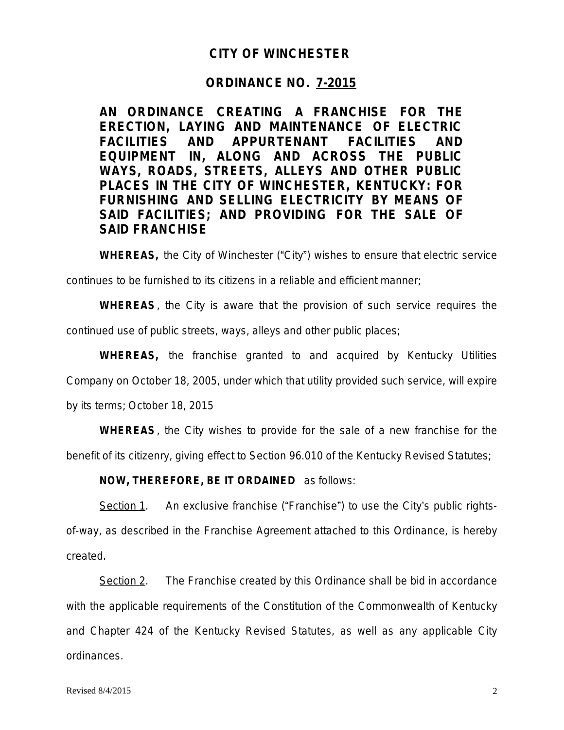# CITY OF WINCHESTER

## ORDINANCE NO. 7-2015

### AN ORDINANCE CREATING A FRANCHISE FOR THE ERECTION, LAYING AND MAINTENANCE OF ELECTRIC FACILITIES AND APPURTENANT FACILITIES AND EQUIPMENT IN, ALONG AND ACROSS THE PUBLIC WAYS, ROADS, STREETS, ALLEYS AND OTHER PUBLIC PLACES IN THE CITY OF WINCHESTER, KENTUCKY: FOR FURNISHING AND SELLING ELECTRICITY BY MEANS OF SAID FACILITIES; AND PROVIDING FOR THE SALE OF SAID FRANCHISE

**WHEREAS,** the City of Winchester ("City") wishes to ensure that electric service continues to be furnished to its citizens in a reliable and efficient manner;

**WHEREAS**, the City is aware that the provision of such service requires the continued use of public streets, ways, alleys and other public places;

**WHEREAS,** the franchise granted to and acquired by Kentucky Utilities Company on October 18, 2005, under which that utility provided such service, will expire by its terms; October 18, 2015

**WHEREAS**, the City wishes to provide for the sale of a new franchise for the benefit of its citizenry, giving effect to Section 96.010 of the Kentucky Revised Statutes;

**NOW, THEREFORE, BE IT ORDAINED** as follows:

Section 1. An exclusive franchise ("Franchise") to use the City's public rights-of-way, as described in the Franchise Agreement attached to this Ordinance, is hereby created.

Section 2. The Franchise created by this Ordinance shall be bid in accordance with the applicable requirements of the Constitution of the Commonwealth of Kentucky and Chapter 424 of the Kentucky Revised Statutes, as well as any applicable City ordinances.

Revised 8/4/2015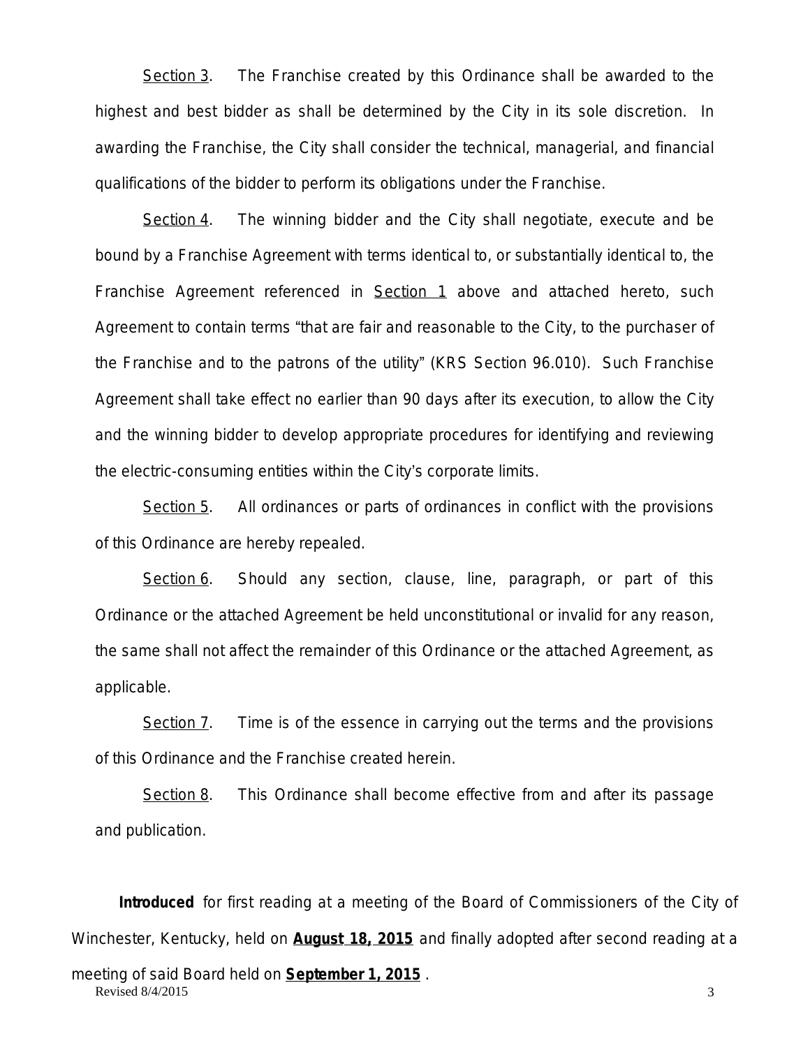Section 3. The Franchise created by this Ordinance shall be awarded to the highest and best bidder as shall be determined by the City in its sole discretion. In awarding the Franchise, the City shall consider the technical, managerial, and financial qualifications of the bidder to perform its obligations under the Franchise.

Section 4. The winning bidder and the City shall negotiate, execute and be bound by a Franchise Agreement with terms identical to, or substantially identical to, the Franchise Agreement referenced in Section 1 above and attached hereto, such Agreement to contain terms "that are fair and reasonable to the City, to the purchaser of the Franchise and to the patrons of the utility" (KRS Section 96.010). Such Franchise Agreement shall take effect no earlier than 90 days after its execution, to allow the City and the winning bidder to develop appropriate procedures for identifying and reviewing the electric-consuming entities within the City's corporate limits.

Section 5. All ordinances or parts of ordinances in conflict with the provisions of this Ordinance are hereby repealed.

Section 6. Should any section, clause, line, paragraph, or part of this Ordinance or the attached Agreement be held unconstitutional or invalid for any reason, the same shall not affect the remainder of this Ordinance or the attached Agreement, as applicable.

Section 7. Time is of the essence in carrying out the terms and the provisions of this Ordinance and the Franchise created herein.

Section 8. This Ordinance shall become effective from and after its passage and publication.

**Introduced** for first reading at a meeting of the Board of Commissioners of the City of Winchester, Kentucky, held on **August 18, 2015** and finally adopted after second reading at a meeting of said Board held on **September 1, 2015** .

Revised 8/4/2015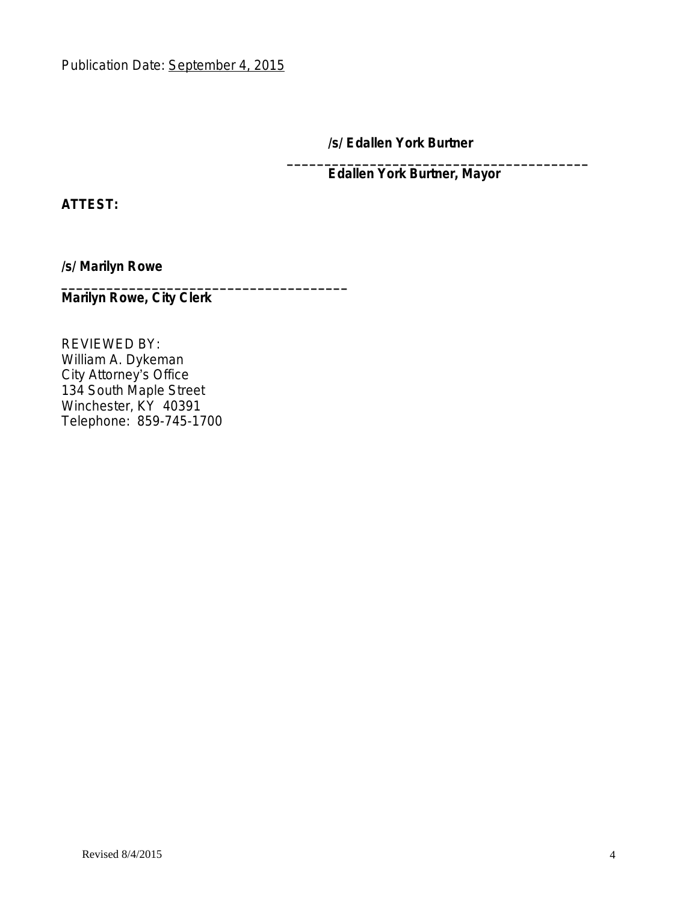Publication Date: September 4, 2015

**/s/ Edallen York Burtner**

**_______________________________________**

**Edallen York Burtner, Mayor**

**ATTEST:**

**/s/ Marilyn Rowe**

**_____________________________________**

**Marilyn Rowe, City Clerk**

REVIEWED BY:
William A. Dykeman
City Attorney's Office
134 South Maple Street
Winchester, KY 40391
Telephone: 859-745-1700

Revised 8/4/2015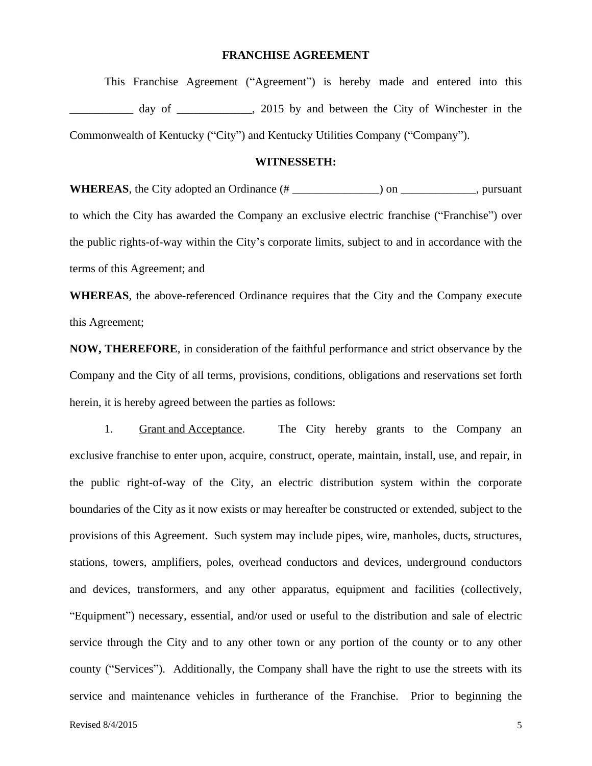**FRANCHISE AGREEMENT**

This Franchise Agreement ("Agreement") is hereby made and entered into this ___________ day of _____________, 2015 by and between the City of Winchester in the Commonwealth of Kentucky ("City") and Kentucky Utilities Company ("Company").

**WITNESSETH:**

**WHEREAS**, the City adopted an Ordinance (# _______________) on _____________, pursuant to which the City has awarded the Company an exclusive electric franchise ("Franchise") over the public rights-of-way within the City's corporate limits, subject to and in accordance with the terms of this Agreement; and

**WHEREAS**, the above-referenced Ordinance requires that the City and the Company execute this Agreement;

**NOW, THEREFORE**, in consideration of the faithful performance and strict observance by the Company and the City of all terms, provisions, conditions, obligations and reservations set forth herein, it is hereby agreed between the parties as follows:

1. Grant and Acceptance. The City hereby grants to the Company an exclusive franchise to enter upon, acquire, construct, operate, maintain, install, use, and repair, in the public right-of-way of the City, an electric distribution system within the corporate boundaries of the City as it now exists or may hereafter be constructed or extended, subject to the provisions of this Agreement. Such system may include pipes, wire, manholes, ducts, structures, stations, towers, amplifiers, poles, overhead conductors and devices, underground conductors and devices, transformers, and any other apparatus, equipment and facilities (collectively, "Equipment") necessary, essential, and/or used or useful to the distribution and sale of electric service through the City and to any other town or any portion of the county or to any other county ("Services"). Additionally, the Company shall have the right to use the streets with its service and maintenance vehicles in furtherance of the Franchise. Prior to beginning the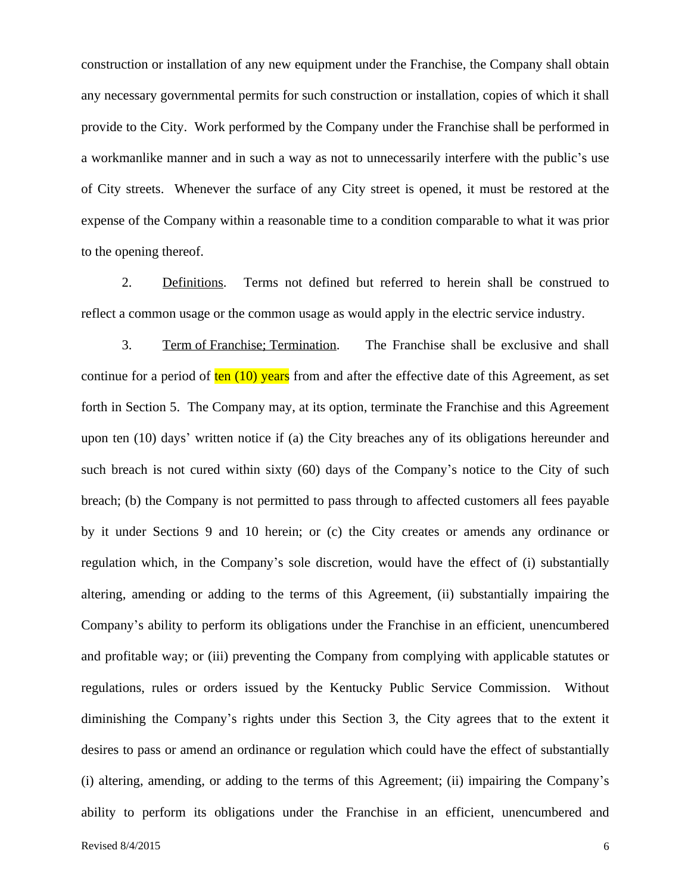construction or installation of any new equipment under the Franchise, the Company shall obtain any necessary governmental permits for such construction or installation, copies of which it shall provide to the City. Work performed by the Company under the Franchise shall be performed in a workmanlike manner and in such a way as not to unnecessarily interfere with the public's use of City streets. Whenever the surface of any City street is opened, it must be restored at the expense of the Company within a reasonable time to a condition comparable to what it was prior to the opening thereof.

2. Definitions. Terms not defined but referred to herein shall be construed to reflect a common usage or the common usage as would apply in the electric service industry.

3. Term of Franchise; Termination. The Franchise shall be exclusive and shall continue for a period of ten (10) years from and after the effective date of this Agreement, as set forth in Section 5. The Company may, at its option, terminate the Franchise and this Agreement upon ten (10) days' written notice if (a) the City breaches any of its obligations hereunder and such breach is not cured within sixty (60) days of the Company's notice to the City of such breach; (b) the Company is not permitted to pass through to affected customers all fees payable by it under Sections 9 and 10 herein; or (c) the City creates or amends any ordinance or regulation which, in the Company's sole discretion, would have the effect of (i) substantially altering, amending or adding to the terms of this Agreement, (ii) substantially impairing the Company's ability to perform its obligations under the Franchise in an efficient, unencumbered and profitable way; or (iii) preventing the Company from complying with applicable statutes or regulations, rules or orders issued by the Kentucky Public Service Commission. Without diminishing the Company's rights under this Section 3, the City agrees that to the extent it desires to pass or amend an ordinance or regulation which could have the effect of substantially (i) altering, amending, or adding to the terms of this Agreement; (ii) impairing the Company's ability to perform its obligations under the Franchise in an efficient, unencumbered and

Revised 8/4/2015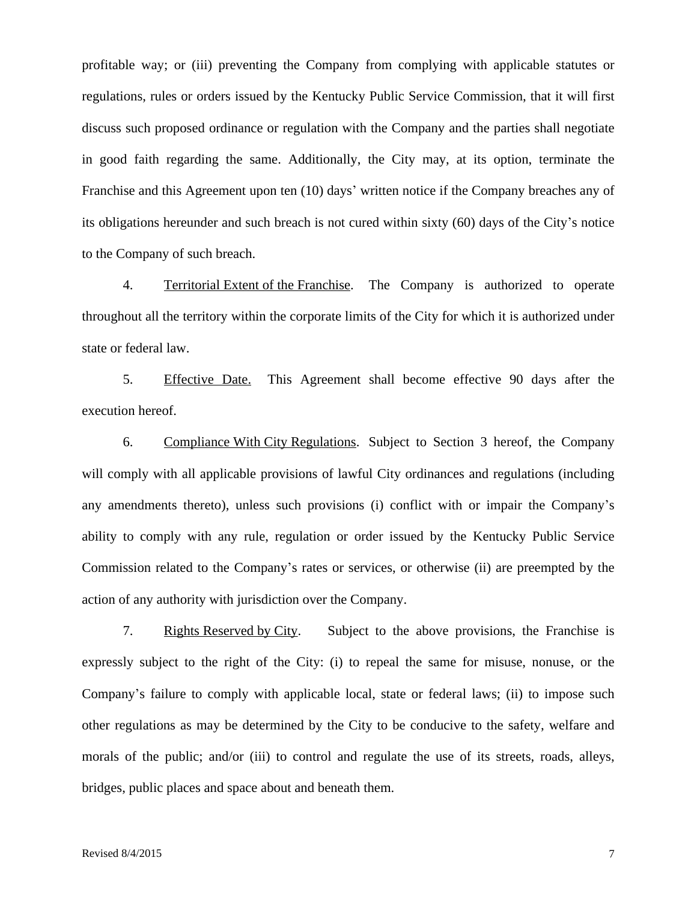profitable way; or (iii) preventing the Company from complying with applicable statutes or regulations, rules or orders issued by the Kentucky Public Service Commission, that it will first discuss such proposed ordinance or regulation with the Company and the parties shall negotiate in good faith regarding the same. Additionally, the City may, at its option, terminate the Franchise and this Agreement upon ten (10) days' written notice if the Company breaches any of its obligations hereunder and such breach is not cured within sixty (60) days of the City's notice to the Company of such breach.

4. Territorial Extent of the Franchise. The Company is authorized to operate throughout all the territory within the corporate limits of the City for which it is authorized under state or federal law.

5. Effective Date. This Agreement shall become effective 90 days after the execution hereof.

6. Compliance With City Regulations. Subject to Section 3 hereof, the Company will comply with all applicable provisions of lawful City ordinances and regulations (including any amendments thereto), unless such provisions (i) conflict with or impair the Company's ability to comply with any rule, regulation or order issued by the Kentucky Public Service Commission related to the Company's rates or services, or otherwise (ii) are preempted by the action of any authority with jurisdiction over the Company.

7. Rights Reserved by City. Subject to the above provisions, the Franchise is expressly subject to the right of the City: (i) to repeal the same for misuse, nonuse, or the Company's failure to comply with applicable local, state or federal laws; (ii) to impose such other regulations as may be determined by the City to be conducive to the safety, welfare and morals of the public; and/or (iii) to control and regulate the use of its streets, roads, alleys, bridges, public places and space about and beneath them.

Revised 8/4/2015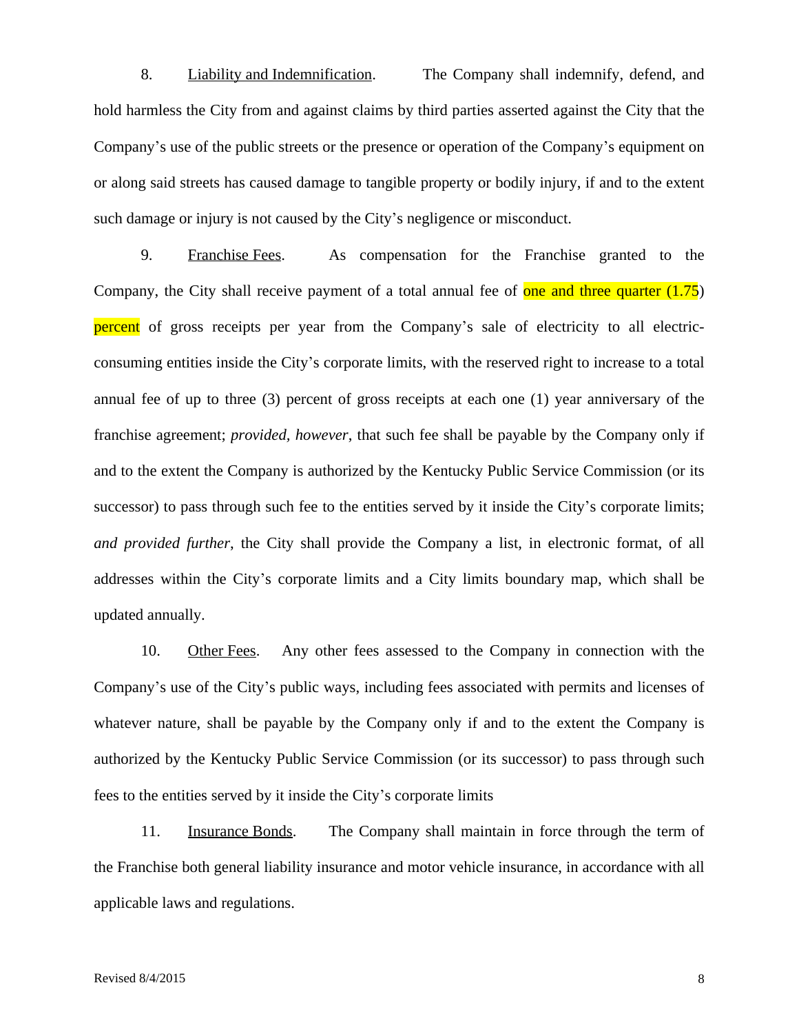8. <u>Liability and Indemnification</u>. The Company shall indemnify, defend, and hold harmless the City from and against claims by third parties asserted against the City that the Company's use of the public streets or the presence or operation of the Company's equipment on or along said streets has caused damage to tangible property or bodily injury, if and to the extent such damage or injury is not caused by the City's negligence or misconduct.

9. <u>Franchise Fees</u>. As compensation for the Franchise granted to the Company, the City shall receive payment of a total annual fee of one and three quarter (1.75) percent of gross receipts per year from the Company's sale of electricity to all electric-consuming entities inside the City's corporate limits, with the reserved right to increase to a total annual fee of up to three (3) percent of gross receipts at each one (1) year anniversary of the franchise agreement; *provided, however*, that such fee shall be payable by the Company only if and to the extent the Company is authorized by the Kentucky Public Service Commission (or its successor) to pass through such fee to the entities served by it inside the City's corporate limits; *and provided further*, the City shall provide the Company a list, in electronic format, of all addresses within the City's corporate limits and a City limits boundary map, which shall be updated annually.

10. <u>Other Fees</u>. Any other fees assessed to the Company in connection with the Company's use of the City's public ways, including fees associated with permits and licenses of whatever nature, shall be payable by the Company only if and to the extent the Company is authorized by the Kentucky Public Service Commission (or its successor) to pass through such fees to the entities served by it inside the City's corporate limits

11. <u>Insurance Bonds</u>. The Company shall maintain in force through the term of the Franchise both general liability insurance and motor vehicle insurance, in accordance with all applicable laws and regulations.

Revised 8/4/2015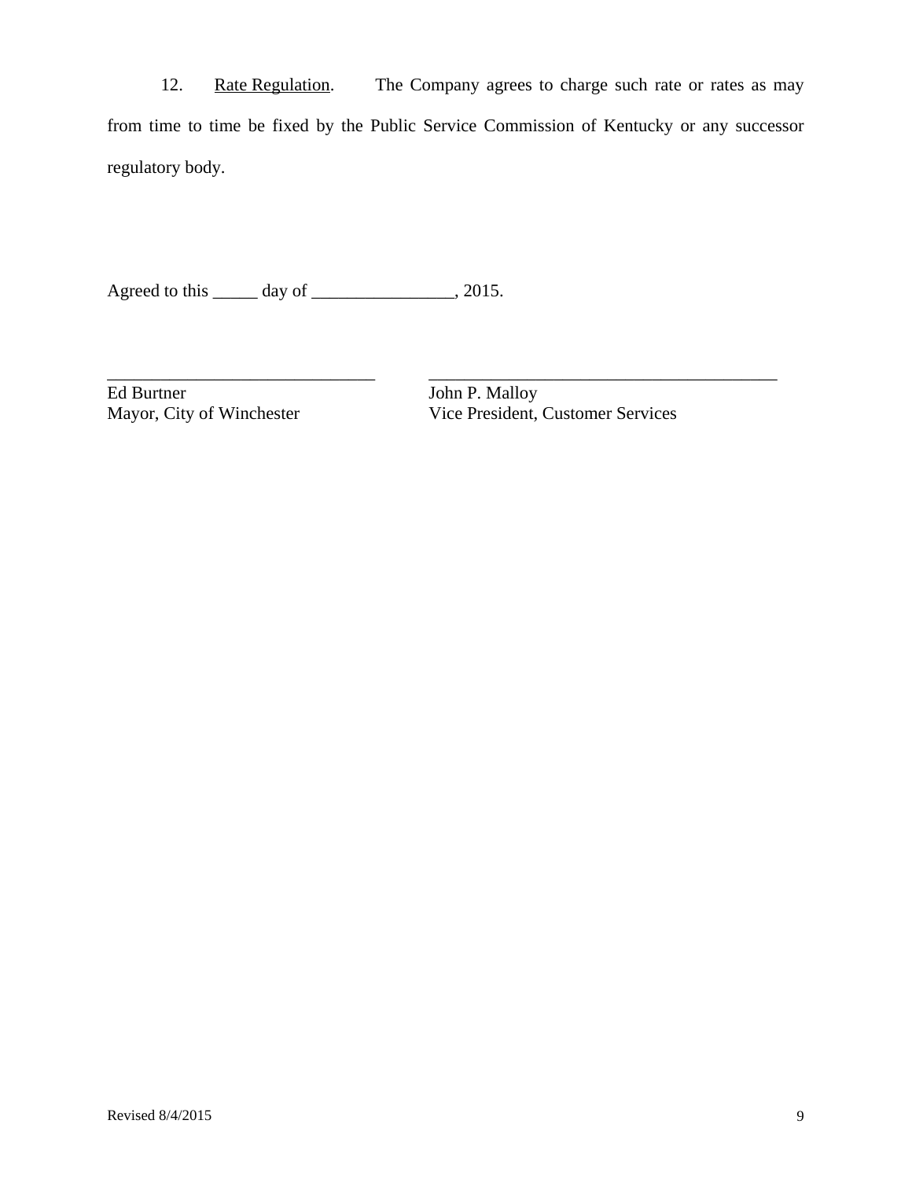12. Rate Regulation. The Company agrees to charge such rate or rates as may from time to time be fixed by the Public Service Commission of Kentucky or any successor regulatory body.

Agreed to this _____ day of ________________, 2015.

| | |
|---|---|
| _______________________________ | _________________________________________ |
| Ed Burtner | John P. Malloy |
| Mayor, City of Winchester | Vice President, Customer Services |

Revised 8/4/2015